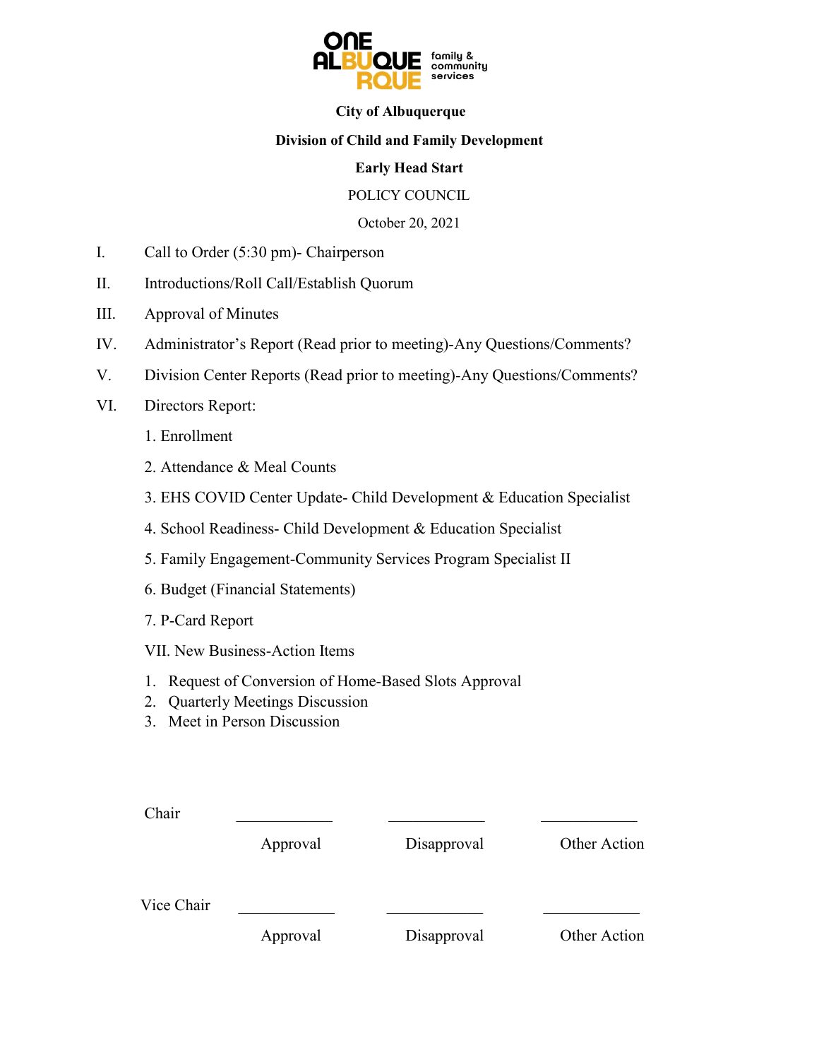ONE ALBUQUERQUE family & community services

**City of Albuquerque**

**Division of Child and Family Development**

**Early Head Start**

POLICY COUNCIL

October 20, 2021

I. Call to Order (5:30 pm)- Chairperson

II. Introductions/Roll Call/Establish Quorum

III. Approval of Minutes

IV. Administrator's Report (Read prior to meeting)-Any Questions/Comments?

V. Division Center Reports (Read prior to meeting)-Any Questions/Comments?

VI. Directors Report:

1. Enrollment
2. Attendance & Meal Counts
3. EHS COVID Center Update- Child Development & Education Specialist
4. School Readiness- Child Development & Education Specialist
5. Family Engagement-Community Services Program Specialist II
6. Budget (Financial Statements)
7. P-Card Report

VII. New Business-Action Items

1. Request of Conversion of Home-Based Slots Approval
2. Quarterly Meetings Discussion
3. Meet in Person Discussion

| | | | |
|---|---|---|---|
| Chair | ____________ | ____________ | ____________ |
| | Approval | Disapproval | Other Action |
| Vice Chair | ____________ | ____________ | ____________ |
| | Approval | Disapproval | Other Action |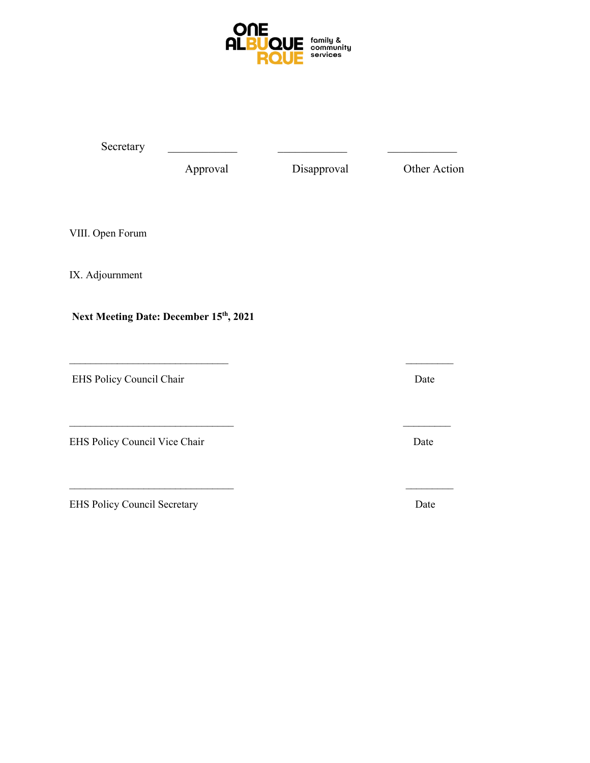Secretary ____________ ____________ ____________

Approval Disapproval Other Action

VIII. Open Forum

IX. Adjournment

**Next Meeting Date: December 15th, 2021**

_____________________________ _________

EHS Policy Council Chair Date

_____________________________ _________

EHS Policy Council Vice Chair Date

_____________________________ _________

EHS Policy Council Secretary Date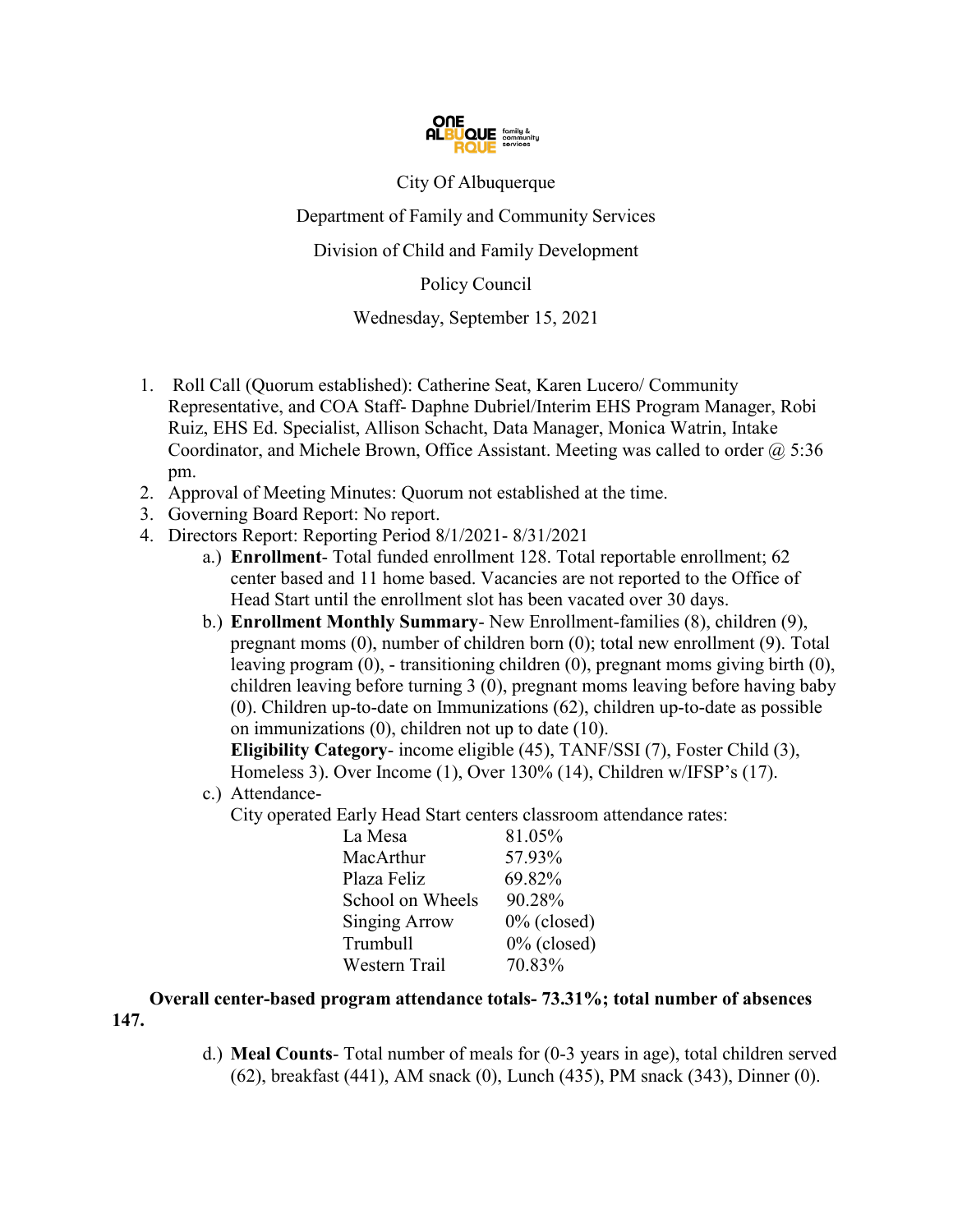City Of Albuquerque

Department of Family and Community Services

Division of Child and Family Development

Policy Council

Wednesday, September 15, 2021

1. Roll Call (Quorum established): Catherine Seat, Karen Lucero/ Community Representative, and COA Staff- Daphne Dubriel/Interim EHS Program Manager, Robi Ruiz, EHS Ed. Specialist, Allison Schacht, Data Manager, Monica Watrin, Intake Coordinator, and Michele Brown, Office Assistant. Meeting was called to order @ 5:36 pm.
2. Approval of Meeting Minutes: Quorum not established at the time.
3. Governing Board Report: No report.
4. Directors Report: Reporting Period 8/1/2021- 8/31/2021
   a.) **Enrollment**- Total funded enrollment 128. Total reportable enrollment; 62 center based and 11 home based. Vacancies are not reported to the Office of Head Start until the enrollment slot has been vacated over 30 days.
   b.) **Enrollment Monthly Summary**- New Enrollment-families (8), children (9), pregnant moms (0), number of children born (0); total new enrollment (9). Total leaving program (0), - transitioning children (0), pregnant moms giving birth (0), children leaving before turning 3 (0), pregnant moms leaving before having baby (0). Children up-to-date on Immunizations (62), children up-to-date as possible on immunizations (0), children not up to date (10).
   **Eligibility Category**- income eligible (45), TANF/SSI (7), Foster Child (3), Homeless 3). Over Income (1), Over 130% (14), Children w/IFSP's (17).
   c.) Attendance-
   City operated Early Head Start centers classroom attendance rates:

| | |
|---|---|
| La Mesa | 81.05% |
| MacArthur | 57.93% |
| Plaza Feliz | 69.82% |
| School on Wheels | 90.28% |
| Singing Arrow | 0% (closed) |
| Trumbull | 0% (closed) |
| Western Trail | 70.83% |

**Overall center-based program attendance totals- 73.31%; total number of absences 147.**

   d.) **Meal Counts**- Total number of meals for (0-3 years in age), total children served (62), breakfast (441), AM snack (0), Lunch (435), PM snack (343), Dinner (0).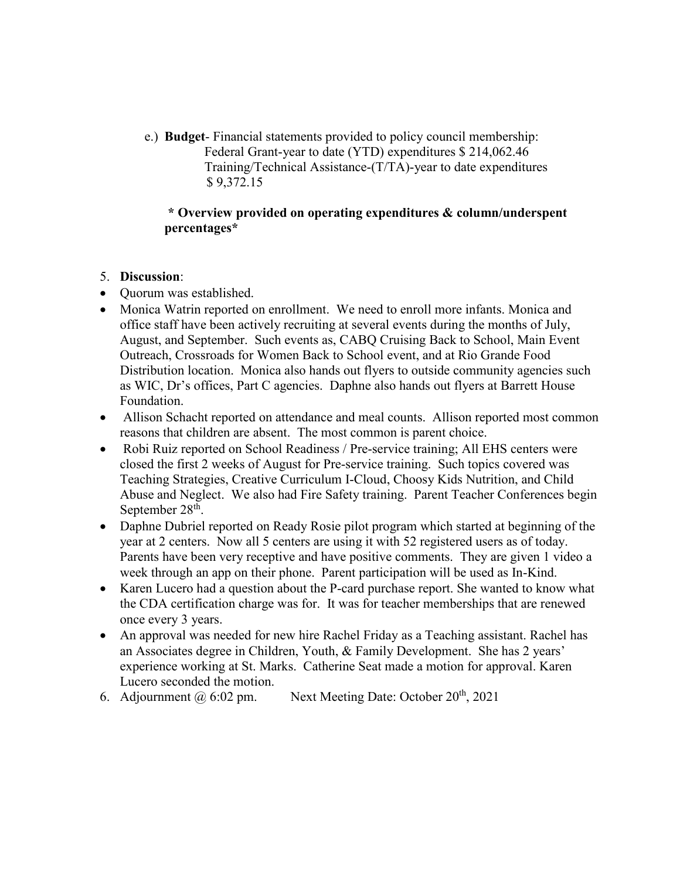e.) **Budget**- Financial statements provided to policy council membership:
Federal Grant-year to date (YTD) expenditures $ 214,062.46
Training/Technical Assistance-(T/TA)-year to date expenditures
$ 9,372.15

**\* Overview provided on operating expenditures & column/underspent percentages\***

5. **Discussion**:

- Quorum was established.
- Monica Watrin reported on enrollment. We need to enroll more infants. Monica and office staff have been actively recruiting at several events during the months of July, August, and September. Such events as, CABQ Cruising Back to School, Main Event Outreach, Crossroads for Women Back to School event, and at Rio Grande Food Distribution location. Monica also hands out flyers to outside community agencies such as WIC, Dr's offices, Part C agencies. Daphne also hands out flyers at Barrett House Foundation.
- Allison Schacht reported on attendance and meal counts. Allison reported most common reasons that children are absent. The most common is parent choice.
- Robi Ruiz reported on School Readiness / Pre-service training; All EHS centers were closed the first 2 weeks of August for Pre-service training. Such topics covered was Teaching Strategies, Creative Curriculum I-Cloud, Choosy Kids Nutrition, and Child Abuse and Neglect. We also had Fire Safety training. Parent Teacher Conferences begin September 28th.
- Daphne Dubriel reported on Ready Rosie pilot program which started at beginning of the year at 2 centers. Now all 5 centers are using it with 52 registered users as of today. Parents have been very receptive and have positive comments. They are given 1 video a week through an app on their phone. Parent participation will be used as In-Kind.
- Karen Lucero had a question about the P-card purchase report. She wanted to know what the CDA certification charge was for. It was for teacher memberships that are renewed once every 3 years.
- An approval was needed for new hire Rachel Friday as a Teaching assistant. Rachel has an Associates degree in Children, Youth, & Family Development. She has 2 years' experience working at St. Marks. Catherine Seat made a motion for approval. Karen Lucero seconded the motion.

6. Adjournment @ 6:02 pm. Next Meeting Date: October 20th, 2021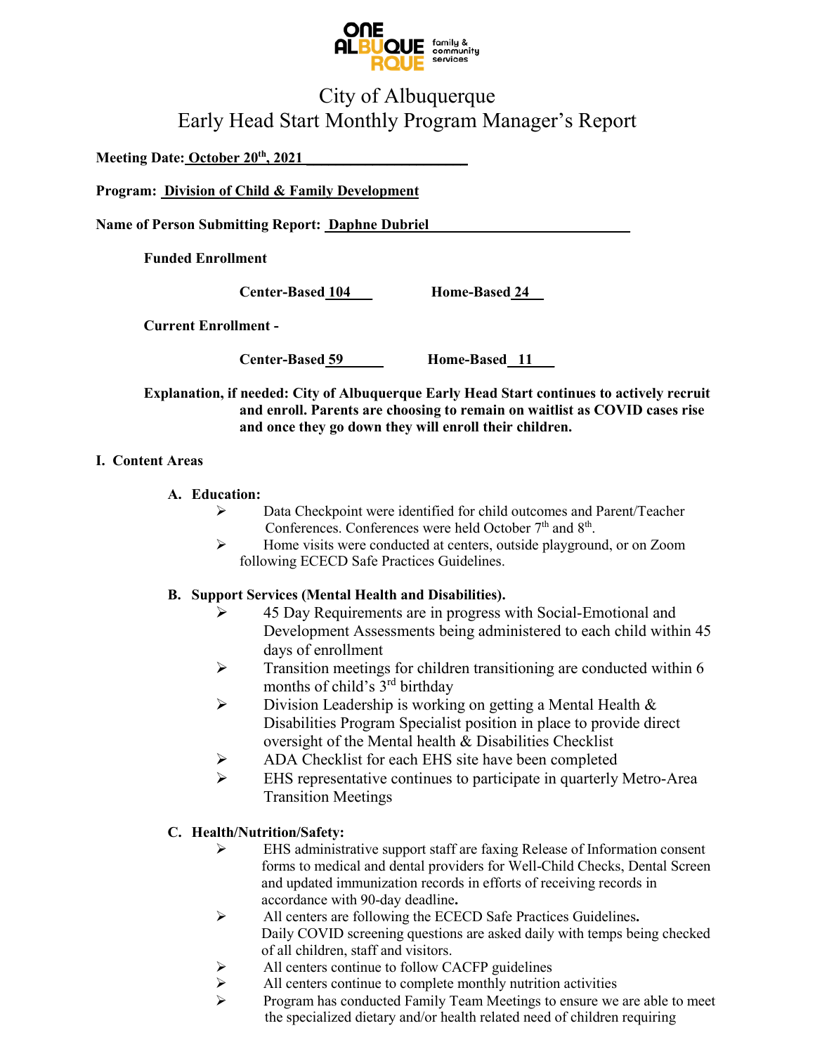# City of Albuquerque
## Early Head Start Monthly Program Manager's Report

**Meeting Date:** **October 20th, 2021**

**Program:** **Division of Child & Family Development**

**Name of Person Submitting Report:** **Daphne Dubriel**

**Funded Enrollment**

**Center-Based 104** **Home-Based 24**

**Current Enrollment -**

**Center-Based 59** **Home-Based 11**

**Explanation, if needed: City of Albuquerque Early Head Start continues to actively recruit and enroll. Parents are choosing to remain on waitlist as COVID cases rise and once they go down they will enroll their children.**

### I. Content Areas

#### A. Education:

- Data Checkpoint were identified for child outcomes and Parent/Teacher Conferences. Conferences were held October 7th and 8th.
- Home visits were conducted at centers, outside playground, or on Zoom following ECECD Safe Practices Guidelines.

#### B. Support Services (Mental Health and Disabilities).

- 45 Day Requirements are in progress with Social-Emotional and Development Assessments being administered to each child within 45 days of enrollment
- Transition meetings for children transitioning are conducted within 6 months of child's 3rd birthday
- Division Leadership is working on getting a Mental Health & Disabilities Program Specialist position in place to provide direct oversight of the Mental health & Disabilities Checklist
- ADA Checklist for each EHS site have been completed
- EHS representative continues to participate in quarterly Metro-Area Transition Meetings

#### C. Health/Nutrition/Safety:

- EHS administrative support staff are faxing Release of Information consent forms to medical and dental providers for Well-Child Checks, Dental Screen and updated immunization records in efforts of receiving records in accordance with 90-day deadline**.**
- All centers are following the ECECD Safe Practices Guidelines**.** Daily COVID screening questions are asked daily with temps being checked of all children, staff and visitors.
- All centers continue to follow CACFP guidelines
- All centers continue to complete monthly nutrition activities
- Program has conducted Family Team Meetings to ensure we are able to meet the specialized dietary and/or health related need of children requiring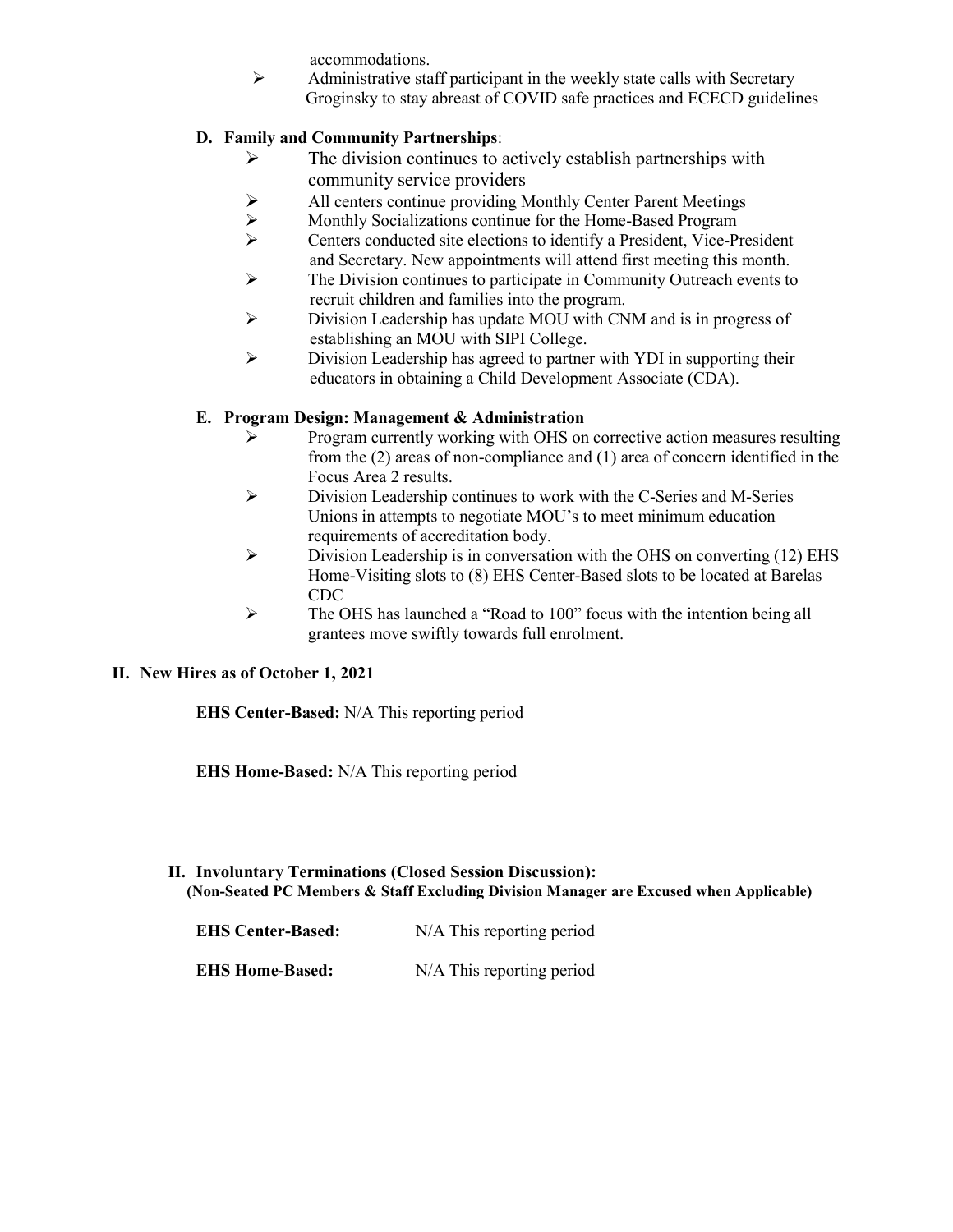accommodations.

- Administrative staff participant in the weekly state calls with Secretary Groginsky to stay abreast of COVID safe practices and ECECD guidelines

**D. Family and Community Partnerships**:

- The division continues to actively establish partnerships with community service providers
- All centers continue providing Monthly Center Parent Meetings
- Monthly Socializations continue for the Home-Based Program
- Centers conducted site elections to identify a President, Vice-President and Secretary. New appointments will attend first meeting this month.
- The Division continues to participate in Community Outreach events to recruit children and families into the program.
- Division Leadership has update MOU with CNM and is in progress of establishing an MOU with SIPI College.
- Division Leadership has agreed to partner with YDI in supporting their educators in obtaining a Child Development Associate (CDA).

**E. Program Design: Management & Administration**

- Program currently working with OHS on corrective action measures resulting from the (2) areas of non-compliance and (1) area of concern identified in the Focus Area 2 results.
- Division Leadership continues to work with the C-Series and M-Series Unions in attempts to negotiate MOU's to meet minimum education requirements of accreditation body.
- Division Leadership is in conversation with the OHS on converting (12) EHS Home-Visiting slots to (8) EHS Center-Based slots to be located at Barelas CDC
- The OHS has launched a "Road to 100" focus with the intention being all grantees move swiftly towards full enrolment.

## II. New Hires as of October 1, 2021

**EHS Center-Based:** N/A This reporting period

**EHS Home-Based:** N/A This reporting period

## II. Involuntary Terminations (Closed Session Discussion):

**(Non-Seated PC Members & Staff Excluding Division Manager are Excused when Applicable)**

**EHS Center-Based:** N/A This reporting period

**EHS Home-Based:** N/A This reporting period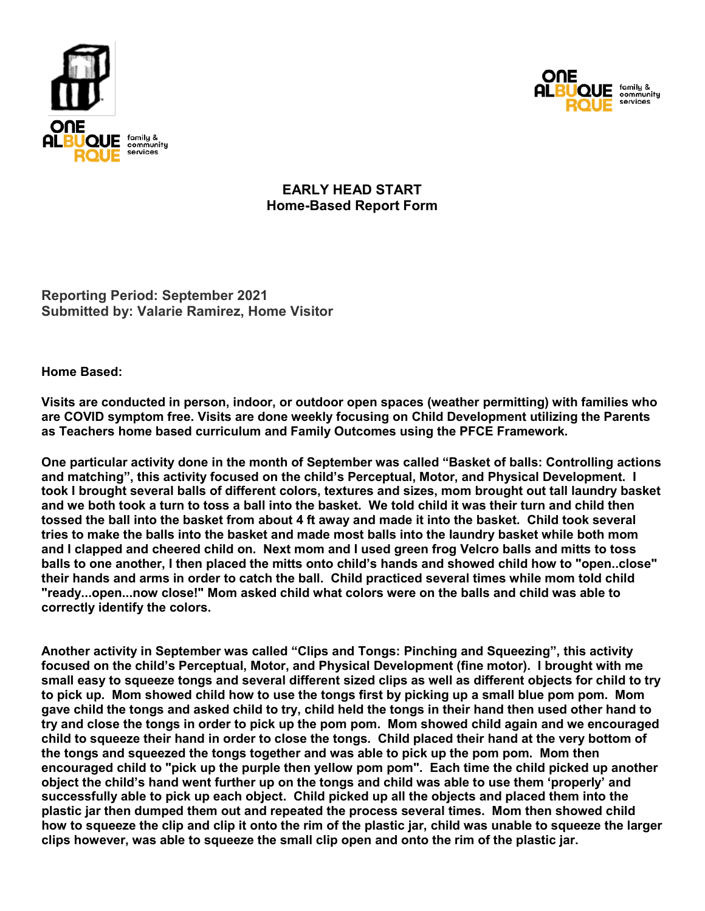# EARLY HEAD START
## Home-Based Report Form

**Reporting Period: September 2021**
**Submitted by: Valarie Ramirez, Home Visitor**

**Home Based:**

**Visits are conducted in person, indoor, or outdoor open spaces (weather permitting) with families who are COVID symptom free. Visits are done weekly focusing on Child Development utilizing the Parents as Teachers home based curriculum and Family Outcomes using the PFCE Framework.**

**One particular activity done in the month of September was called "Basket of balls: Controlling actions and matching", this activity focused on the child's Perceptual, Motor, and Physical Development. I took I brought several balls of different colors, textures and sizes, mom brought out tall laundry basket and we both took a turn to toss a ball into the basket. We told child it was their turn and child then tossed the ball into the basket from about 4 ft away and made it into the basket. Child took several tries to make the balls into the basket and made most balls into the laundry basket while both mom and I clapped and cheered child on. Next mom and I used green frog Velcro balls and mitts to toss balls to one another, I then placed the mitts onto child's hands and showed child how to "open..close" their hands and arms in order to catch the ball. Child practiced several times while mom told child "ready...open...now close!" Mom asked child what colors were on the balls and child was able to correctly identify the colors.**

**Another activity in September was called "Clips and Tongs: Pinching and Squeezing", this activity focused on the child's Perceptual, Motor, and Physical Development (fine motor). I brought with me small easy to squeeze tongs and several different sized clips as well as different objects for child to try to pick up. Mom showed child how to use the tongs first by picking up a small blue pom pom. Mom gave child the tongs and asked child to try, child held the tongs in their hand then used other hand to try and close the tongs in order to pick up the pom pom. Mom showed child again and we encouraged child to squeeze their hand in order to close the tongs. Child placed their hand at the very bottom of the tongs and squeezed the tongs together and was able to pick up the pom pom. Mom then encouraged child to "pick up the purple then yellow pom pom". Each time the child picked up another object the child's hand went further up on the tongs and child was able to use them 'properly' and successfully able to pick up each object. Child picked up all the objects and placed them into the plastic jar then dumped them out and repeated the process several times. Mom then showed child how to squeeze the clip and clip it onto the rim of the plastic jar, child was unable to squeeze the larger clips however, was able to squeeze the small clip open and onto the rim of the plastic jar.**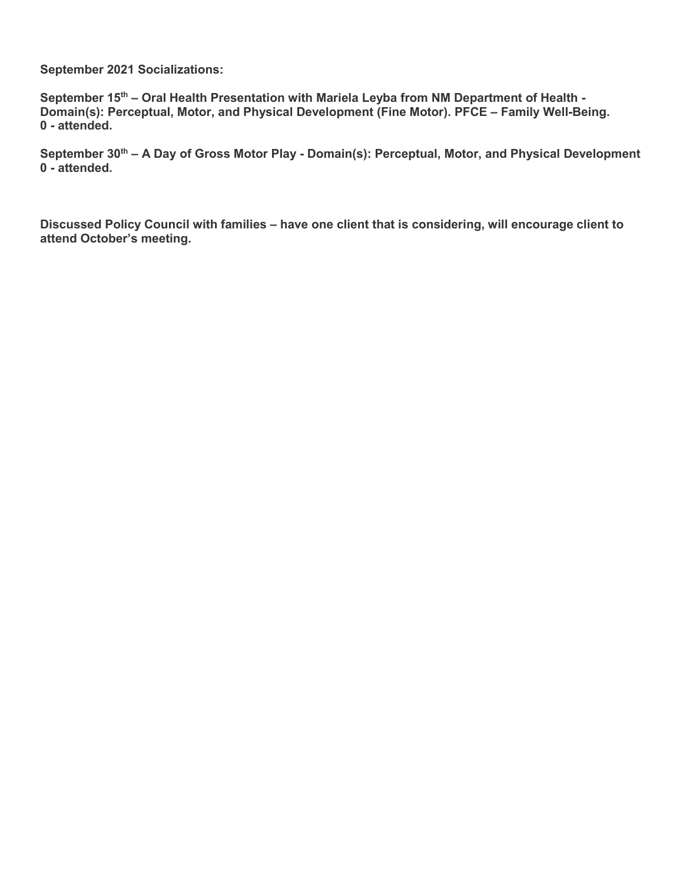**September 2021 Socializations:**

**September 15th – Oral Health Presentation with Mariela Leyba from NM Department of Health - Domain(s): Perceptual, Motor, and Physical Development (Fine Motor). PFCE – Family Well-Being. 0 - attended.**

**September 30th – A Day of Gross Motor Play - Domain(s): Perceptual, Motor, and Physical Development 0 - attended.**

**Discussed Policy Council with families – have one client that is considering, will encourage client to attend October's meeting.**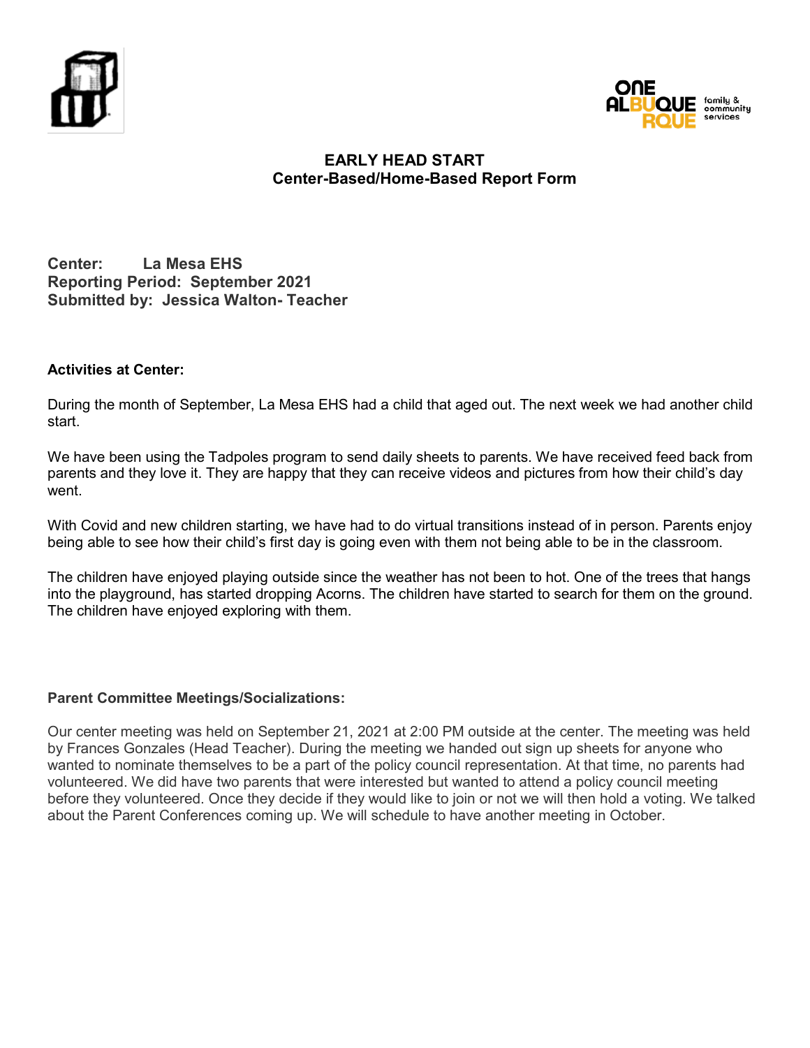# EARLY HEAD START
## Center-Based/Home-Based Report Form

**Center:** La Mesa EHS
**Reporting Period:** September 2021
**Submitted by:** Jessica Walton- Teacher

**Activities at Center:**

During the month of September, La Mesa EHS had a child that aged out. The next week we had another child start.

We have been using the Tadpoles program to send daily sheets to parents. We have received feed back from parents and they love it. They are happy that they can receive videos and pictures from how their child's day went.

With Covid and new children starting, we have had to do virtual transitions instead of in person. Parents enjoy being able to see how their child's first day is going even with them not being able to be in the classroom.

The children have enjoyed playing outside since the weather has not been to hot. One of the trees that hangs into the playground, has started dropping Acorns. The children have started to search for them on the ground. The children have enjoyed exploring with them.

**Parent Committee Meetings/Socializations:**

Our center meeting was held on September 21, 2021 at 2:00 PM outside at the center. The meeting was held by Frances Gonzales (Head Teacher). During the meeting we handed out sign up sheets for anyone who wanted to nominate themselves to be a part of the policy council representation. At that time, no parents had volunteered. We did have two parents that were interested but wanted to attend a policy council meeting before they volunteered. Once they decide if they would like to join or not we will then hold a voting. We talked about the Parent Conferences coming up. We will schedule to have another meeting in October.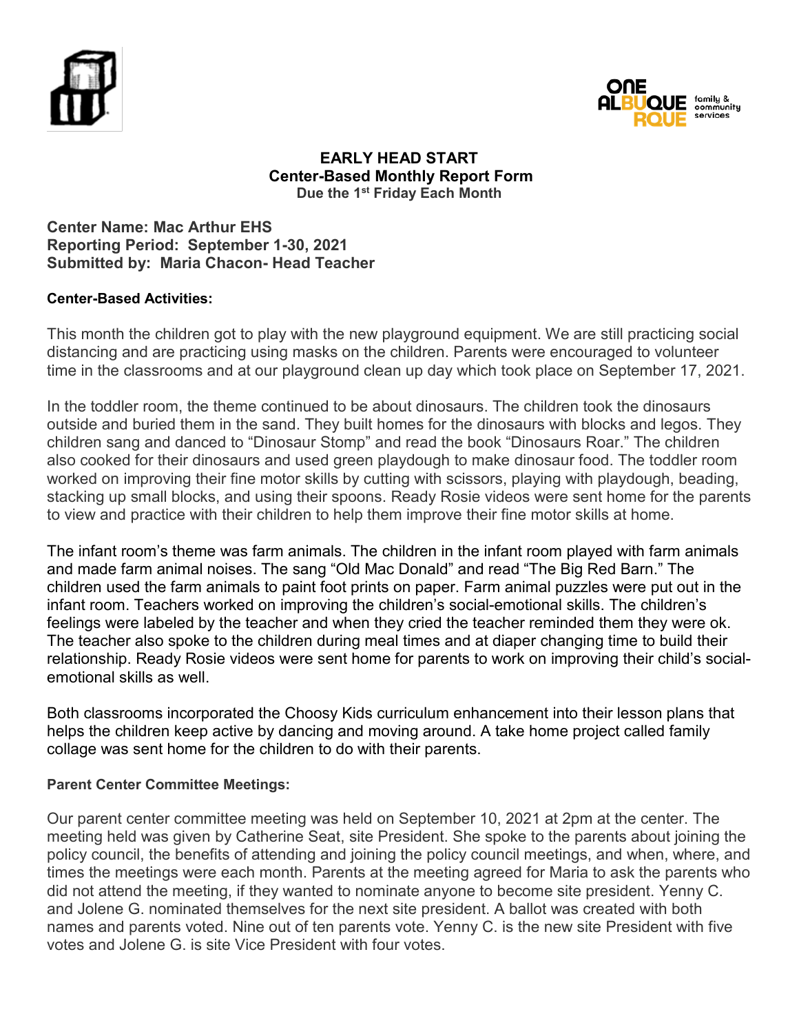**EARLY HEAD START**
**Center-Based Monthly Report Form**
**Due the 1st Friday Each Month**

**Center Name: Mac Arthur EHS**
**Reporting Period: September 1-30, 2021**
**Submitted by: Maria Chacon- Head Teacher**

**Center-Based Activities:**

This month the children got to play with the new playground equipment. We are still practicing social distancing and are practicing using masks on the children. Parents were encouraged to volunteer time in the classrooms and at our playground clean up day which took place on September 17, 2021.

In the toddler room, the theme continued to be about dinosaurs. The children took the dinosaurs outside and buried them in the sand. They built homes for the dinosaurs with blocks and legos. They children sang and danced to "Dinosaur Stomp" and read the book "Dinosaurs Roar." The children also cooked for their dinosaurs and used green playdough to make dinosaur food. The toddler room worked on improving their fine motor skills by cutting with scissors, playing with playdough, beading, stacking up small blocks, and using their spoons. Ready Rosie videos were sent home for the parents to view and practice with their children to help them improve their fine motor skills at home.

The infant room's theme was farm animals. The children in the infant room played with farm animals and made farm animal noises. The sang "Old Mac Donald" and read "The Big Red Barn." The children used the farm animals to paint foot prints on paper. Farm animal puzzles were put out in the infant room. Teachers worked on improving the children's social-emotional skills. The children's feelings were labeled by the teacher and when they cried the teacher reminded them they were ok. The teacher also spoke to the children during meal times and at diaper changing time to build their relationship. Ready Rosie videos were sent home for parents to work on improving their child's social-emotional skills as well.

Both classrooms incorporated the Choosy Kids curriculum enhancement into their lesson plans that helps the children keep active by dancing and moving around. A take home project called family collage was sent home for the children to do with their parents.

**Parent Center Committee Meetings:**

Our parent center committee meeting was held on September 10, 2021 at 2pm at the center. The meeting held was given by Catherine Seat, site President. She spoke to the parents about joining the policy council, the benefits of attending and joining the policy council meetings, and when, where, and times the meetings were each month. Parents at the meeting agreed for Maria to ask the parents who did not attend the meeting, if they wanted to nominate anyone to become site president. Yenny C. and Jolene G. nominated themselves for the next site president. A ballot was created with both names and parents voted. Nine out of ten parents vote. Yenny C. is the new site President with five votes and Jolene G. is site Vice President with four votes.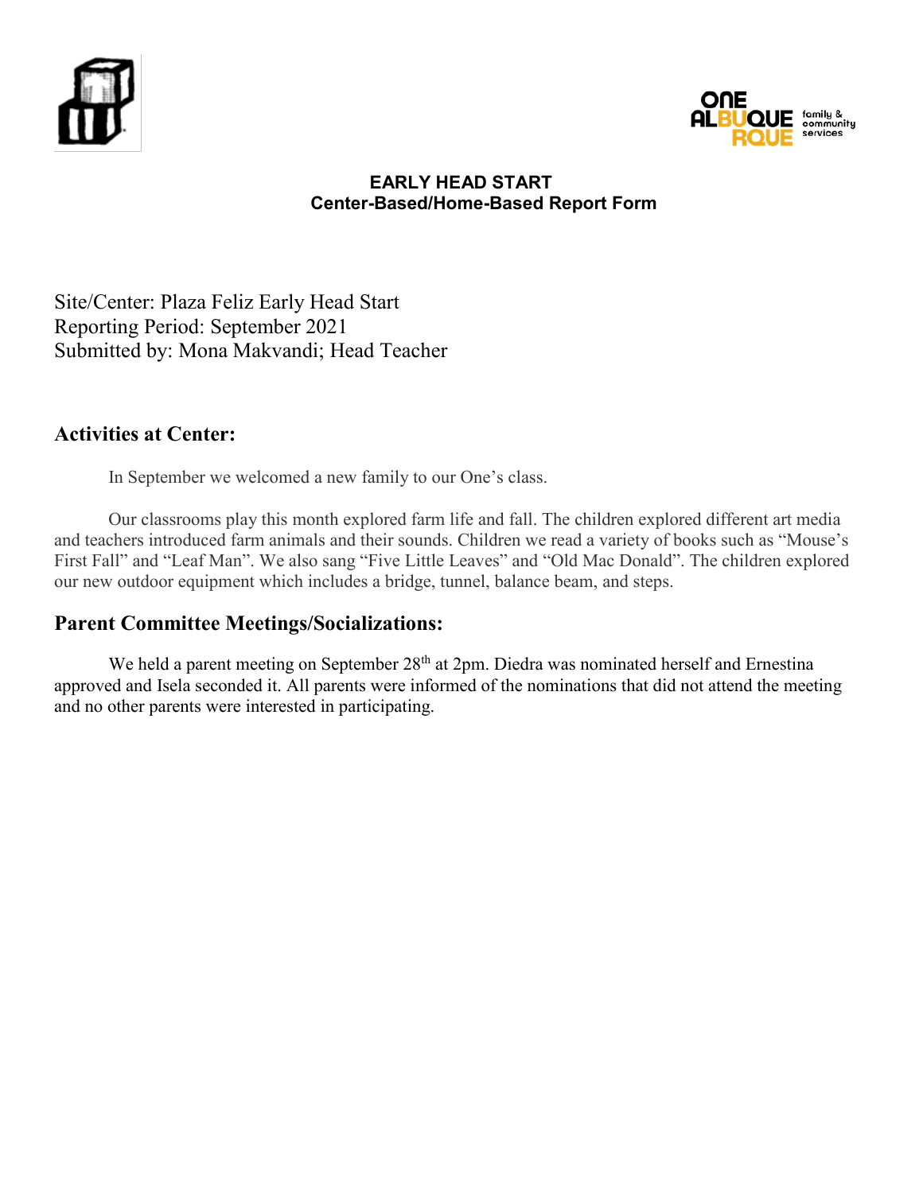**EARLY HEAD START**
**Center-Based/Home-Based Report Form**

Site/Center: Plaza Feliz Early Head Start
Reporting Period: September 2021
Submitted by: Mona Makvandi; Head Teacher

## Activities at Center:

In September we welcomed a new family to our One's class.

Our classrooms play this month explored farm life and fall. The children explored different art media and teachers introduced farm animals and their sounds. Children we read a variety of books such as "Mouse's First Fall" and "Leaf Man". We also sang "Five Little Leaves" and "Old Mac Donald". The children explored our new outdoor equipment which includes a bridge, tunnel, balance beam, and steps.

## Parent Committee Meetings/Socializations:

We held a parent meeting on September 28th at 2pm. Diedra was nominated herself and Ernestina approved and Isela seconded it. All parents were informed of the nominations that did not attend the meeting and no other parents were interested in participating.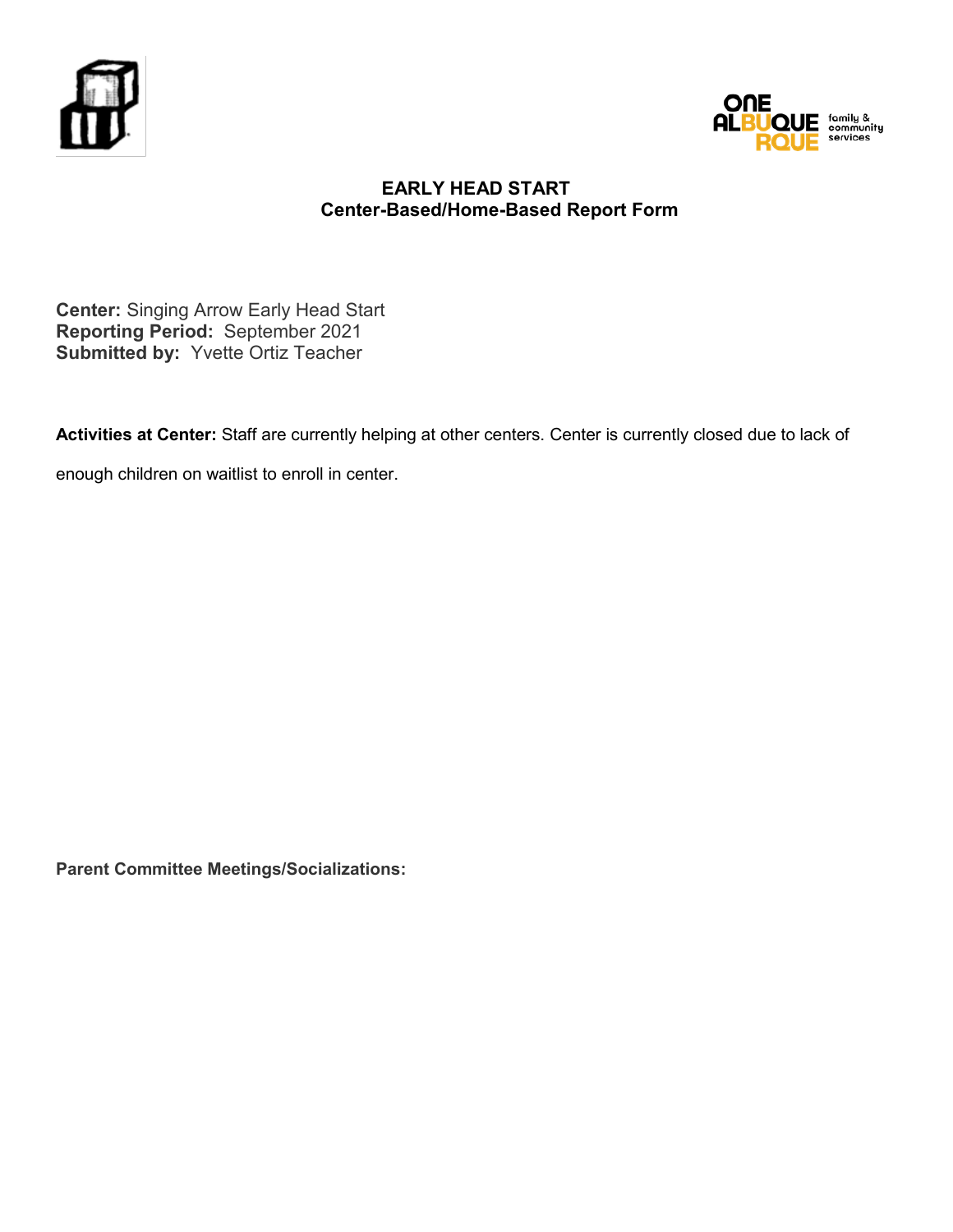# EARLY HEAD START
## Center-Based/Home-Based Report Form

**Center:** Singing Arrow Early Head Start
**Reporting Period:** September 2021
**Submitted by:** Yvette Ortiz Teacher

**Activities at Center:** Staff are currently helping at other centers. Center is currently closed due to lack of enough children on waitlist to enroll in center.

**Parent Committee Meetings/Socializations:**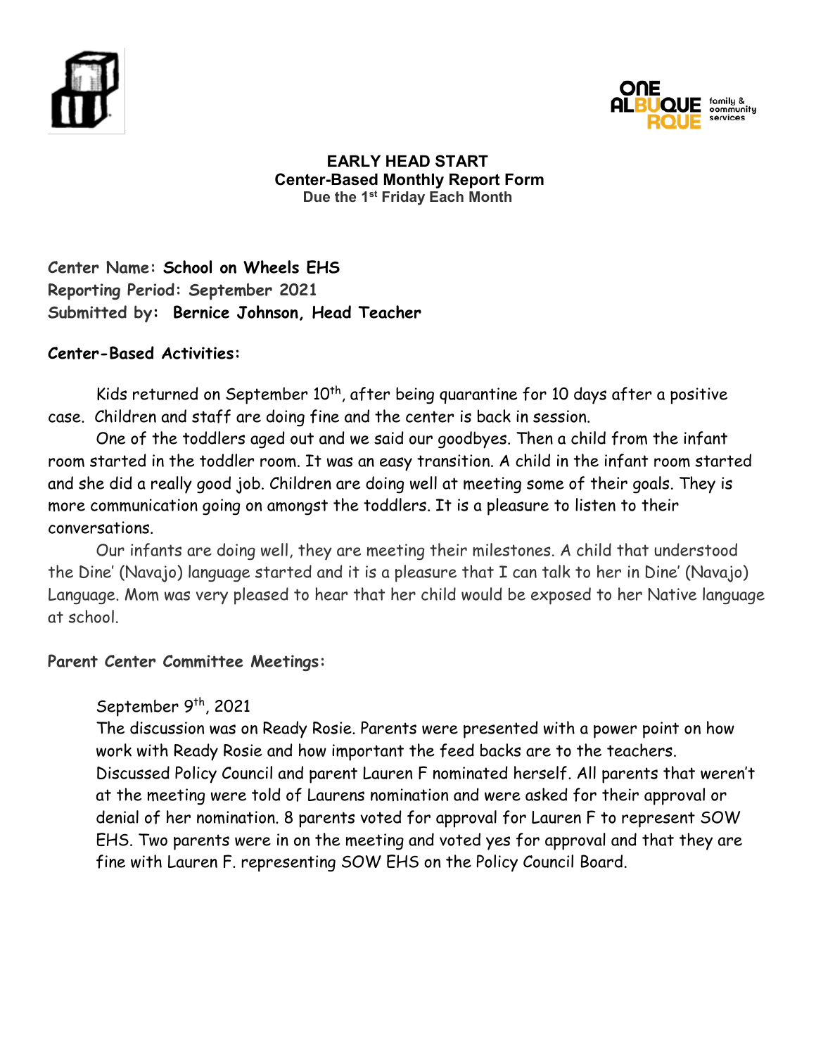# EARLY HEAD START
## Center-Based Monthly Report Form
**Due the 1st Friday Each Month**

**Center Name: School on Wheels EHS**
**Reporting Period: September 2021**
**Submitted by: Bernice Johnson, Head Teacher**

**Center-Based Activities:**

Kids returned on September 10th, after being quarantine for 10 days after a positive case. Children and staff are doing fine and the center is back in session.

One of the toddlers aged out and we said our goodbyes. Then a child from the infant room started in the toddler room. It was an easy transition. A child in the infant room started and she did a really good job. Children are doing well at meeting some of their goals. They is more communication going on amongst the toddlers. It is a pleasure to listen to their conversations.

Our infants are doing well, they are meeting their milestones. A child that understood the Dine' (Navajo) language started and it is a pleasure that I can talk to her in Dine' (Navajo) Language. Mom was very pleased to hear that her child would be exposed to her Native language at school.

**Parent Center Committee Meetings:**

September 9th, 2021
The discussion was on Ready Rosie. Parents were presented with a power point on how work with Ready Rosie and how important the feed backs are to the teachers. Discussed Policy Council and parent Lauren F nominated herself. All parents that weren't at the meeting were told of Laurens nomination and were asked for their approval or denial of her nomination. 8 parents voted for approval for Lauren F to represent SOW EHS. Two parents were in on the meeting and voted yes for approval and that they are fine with Lauren F. representing SOW EHS on the Policy Council Board.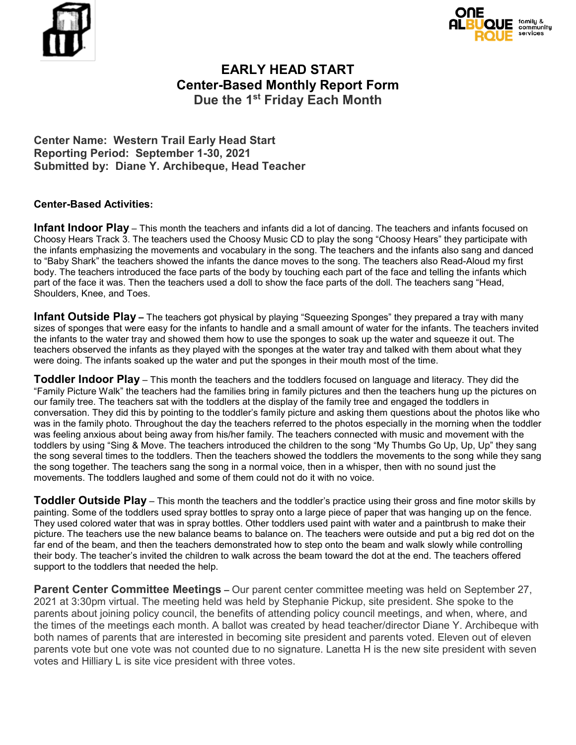# EARLY HEAD START
## Center-Based Monthly Report Form
### Due the 1st Friday Each Month

**Center Name: Western Trail Early Head Start**
**Reporting Period: September 1-30, 2021**
**Submitted by: Diane Y. Archibeque, Head Teacher**

**Center-Based Activities:**

**Infant Indoor Play** – This month the teachers and infants did a lot of dancing. The teachers and infants focused on Choosy Hears Track 3. The teachers used the Choosy Music CD to play the song "Choosy Hears" they participate with the infants emphasizing the movements and vocabulary in the song. The teachers and the infants also sang and danced to "Baby Shark" the teachers showed the infants the dance moves to the song. The teachers also Read-Aloud my first body. The teachers introduced the face parts of the body by touching each part of the face and telling the infants which part of the face it was. Then the teachers used a doll to show the face parts of the doll. The teachers sang "Head, Shoulders, Knee, and Toes.

**Infant Outside Play –** The teachers got physical by playing "Squeezing Sponges" they prepared a tray with many sizes of sponges that were easy for the infants to handle and a small amount of water for the infants. The teachers invited the infants to the water tray and showed them how to use the sponges to soak up the water and squeeze it out. The teachers observed the infants as they played with the sponges at the water tray and talked with them about what they were doing. The infants soaked up the water and put the sponges in their mouth most of the time.

**Toddler Indoor Play** – This month the teachers and the toddlers focused on language and literacy. They did the "Family Picture Walk" the teachers had the families bring in family pictures and then the teachers hung up the pictures on our family tree. The teachers sat with the toddlers at the display of the family tree and engaged the toddlers in conversation. They did this by pointing to the toddler's family picture and asking them questions about the photos like who was in the family photo. Throughout the day the teachers referred to the photos especially in the morning when the toddler was feeling anxious about being away from his/her family. The teachers connected with music and movement with the toddlers by using "Sing & Move. The teachers introduced the children to the song "My Thumbs Go Up, Up, Up" they sang the song several times to the toddlers. Then the teachers showed the toddlers the movements to the song while they sang the song together. The teachers sang the song in a normal voice, then in a whisper, then with no sound just the movements. The toddlers laughed and some of them could not do it with no voice.

**Toddler Outside Play** – This month the teachers and the toddler's practice using their gross and fine motor skills by painting. Some of the toddlers used spray bottles to spray onto a large piece of paper that was hanging up on the fence. They used colored water that was in spray bottles. Other toddlers used paint with water and a paintbrush to make their picture. The teachers use the new balance beams to balance on. The teachers were outside and put a big red dot on the far end of the beam, and then the teachers demonstrated how to step onto the beam and walk slowly while controlling their body. The teacher's invited the children to walk across the beam toward the dot at the end. The teachers offered support to the toddlers that needed the help.

**Parent Center Committee Meetings –** Our parent center committee meeting was held on September 27, 2021 at 3:30pm virtual. The meeting held was held by Stephanie Pickup, site president. She spoke to the parents about joining policy council, the benefits of attending policy council meetings, and when, where, and the times of the meetings each month. A ballot was created by head teacher/director Diane Y. Archibeque with both names of parents that are interested in becoming site president and parents voted. Eleven out of eleven parents vote but one vote was not counted due to no signature. Lanetta H is the new site president with seven votes and Hilliary L is site vice president with three votes.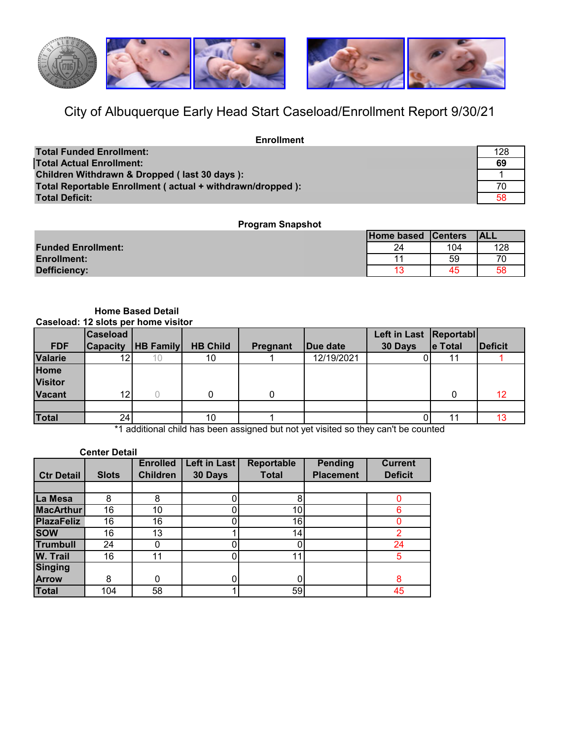# City of Albuquerque Early Head Start Caseload/Enrollment Report 9/30/21

## Enrollment

| | |
|---|---|
| **Total Funded Enrollment:** | 128 |
| **Total Actual Enrollment:** | **69** |
| **Children Withdrawn & Dropped ( last 30 days ):** | 1 |
| **Total Reportable Enrollment ( actual + withdrawn/dropped ):** | 70 |
| **Total Deficit:** | 58 |

## Program Snapshot

| | Home based | Centers | ALL |
|---|---|---|---|
| **Funded Enrollment:** | 24 | 104 | 128 |
| **Enrollment:** | 11 | 59 | 70 |
| **Defficiency:** | 13 | 45 | 58 |

### Home Based Detail

**Caseload: 12 slots per home visitor**

| FDF | Caseload Capacity | HB Family | HB Child | Pregnant | Due date | Left in Last 30 Days | Reportable Total | Deficit |
|---|---|---|---|---|---|---|---|---|
| **Valarie** | 12 | 10 | 10 | 1 | 12/19/2021 | 0 | 11 | 1 |
| **Home Visitor Vacant** | 12 | 0 | 0 | 0 | | | 0 | 12 |
| | | | | | | | | |
| **Total** | 24 | | 10 | 1 | | 0 | 11 | 13 |

*1 additional child has been assigned but not yet visited so they can't be counted

### Center Detail

| Ctr Detail | Slots | Enrolled Children | Left in Last 30 Days | Reportable Total | Pending Placement | Current Deficit |
|---|---|---|---|---|---|---|
| | | | | | | |
| **La Mesa** | 8 | 8 | 0 | 8 | | 0 |
| **MacArthur** | 16 | 10 | 0 | 10 | | 6 |
| **PlazaFeliz** | 16 | 16 | 0 | 16 | | 0 |
| **SOW** | 16 | 13 | 1 | 14 | | 2 |
| **Trumbull** | 24 | 0 | 0 | 0 | | 24 |
| **W. Trail** | 16 | 11 | 0 | 11 | | 5 |
| **Singing Arrow** | 8 | 0 | 0 | 0 | | 8 |
| **Total** | 104 | 58 | 1 | 59 | | 45 |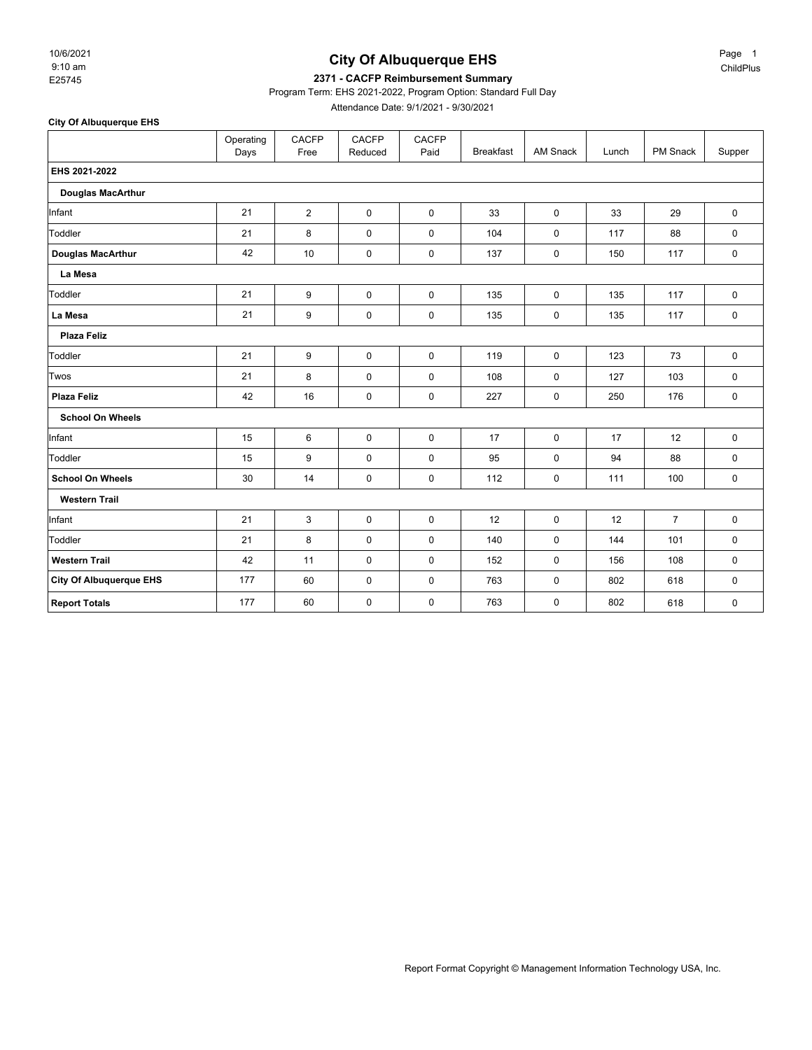10/6/2021
9:10 am
E25745

# City Of Albuquerque EHS

ChildPlus

**2371 - CACFP Reimbursement Summary**

Program Term: EHS 2021-2022, Program Option: Standard Full Day

Attendance Date: 9/1/2021 - 9/30/2021

**City Of Albuquerque EHS**

| | Operating Days | CACFP Free | CACFP Reduced | CACFP Paid | Breakfast | AM Snack | Lunch | PM Snack | Supper |
|---|---|---|---|---|---|---|---|---|---|
| **EHS 2021-2022** | | | | | | | | | |
| **Douglas MacArthur** | | | | | | | | | |
| Infant | 21 | 2 | 0 | 0 | 33 | 0 | 33 | 29 | 0 |
| Toddler | 21 | 8 | 0 | 0 | 104 | 0 | 117 | 88 | 0 |
| **Douglas MacArthur** | 42 | 10 | 0 | 0 | 137 | 0 | 150 | 117 | 0 |
| **La Mesa** | | | | | | | | | |
| Toddler | 21 | 9 | 0 | 0 | 135 | 0 | 135 | 117 | 0 |
| **La Mesa** | 21 | 9 | 0 | 0 | 135 | 0 | 135 | 117 | 0 |
| **Plaza Feliz** | | | | | | | | | |
| Toddler | 21 | 9 | 0 | 0 | 119 | 0 | 123 | 73 | 0 |
| Twos | 21 | 8 | 0 | 0 | 108 | 0 | 127 | 103 | 0 |
| **Plaza Feliz** | 42 | 16 | 0 | 0 | 227 | 0 | 250 | 176 | 0 |
| **School On Wheels** | | | | | | | | | |
| Infant | 15 | 6 | 0 | 0 | 17 | 0 | 17 | 12 | 0 |
| Toddler | 15 | 9 | 0 | 0 | 95 | 0 | 94 | 88 | 0 |
| **School On Wheels** | 30 | 14 | 0 | 0 | 112 | 0 | 111 | 100 | 0 |
| **Western Trail** | | | | | | | | | |
| Infant | 21 | 3 | 0 | 0 | 12 | 0 | 12 | 7 | 0 |
| Toddler | 21 | 8 | 0 | 0 | 140 | 0 | 144 | 101 | 0 |
| **Western Trail** | 42 | 11 | 0 | 0 | 152 | 0 | 156 | 108 | 0 |
| **City Of Albuquerque EHS** | 177 | 60 | 0 | 0 | 763 | 0 | 802 | 618 | 0 |
| **Report Totals** | 177 | 60 | 0 | 0 | 763 | 0 | 802 | 618 | 0 |

Report Format Copyright © Management Information Technology USA, Inc.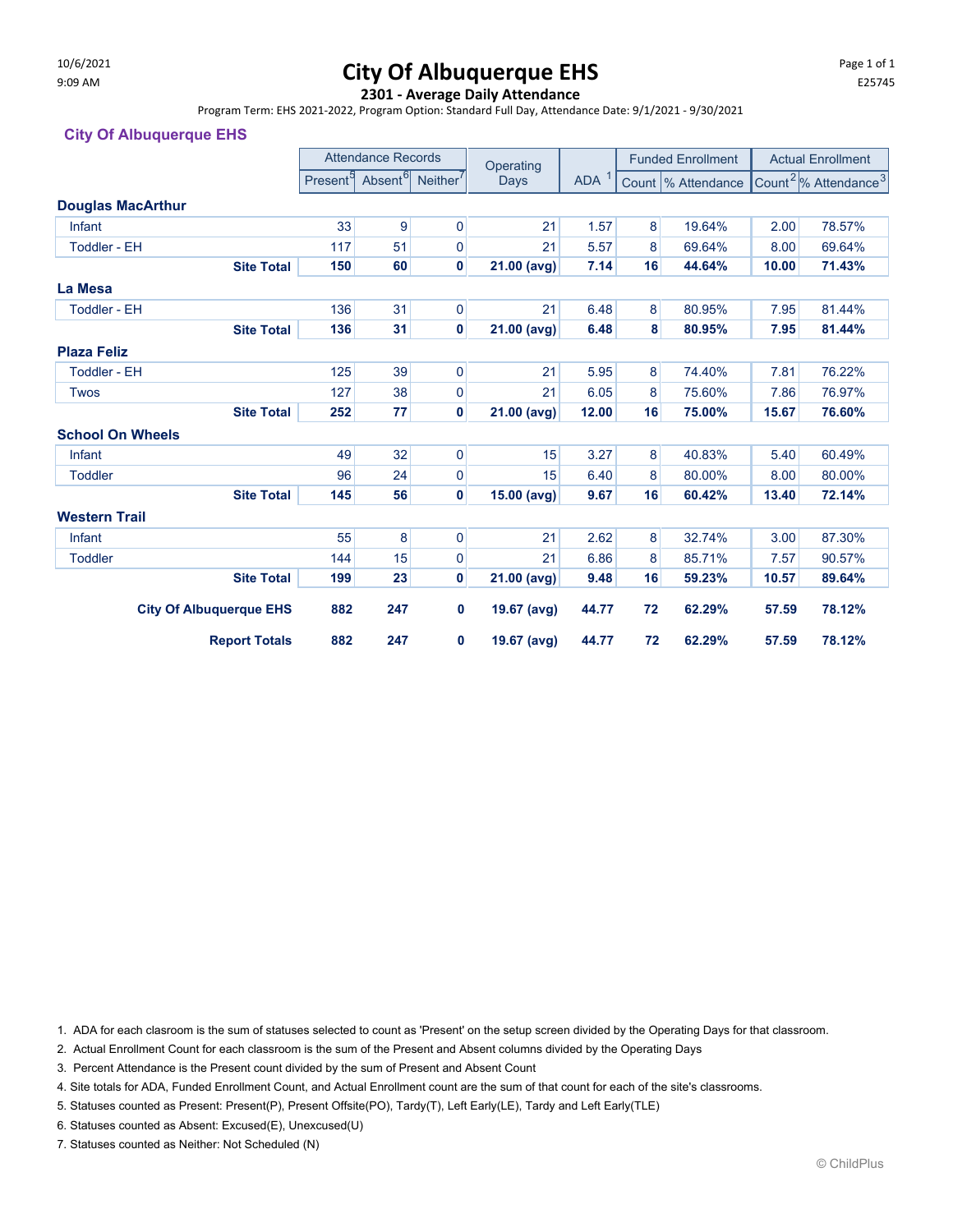10/6/2021
9:09 AM

# City Of Albuquerque EHS

## 2301 - Average Daily Attendance

Program Term: EHS 2021-2022, Program Option: Standard Full Day, Attendance Date: 9/1/2021 - 9/30/2021

E25745

### City Of Albuquerque EHS

| | Attendance Records | | | Operating Days | ADA [1] | Funded Enrollment | | Actual Enrollment | |
|---|---|---|---|---|---|---|---|---|---|
| | Present[5] | Absent[6] | Neither[7] | | | Count | % Attendance | Count[2] | % Attendance[3] |
| **Douglas MacArthur** | | | | | | | | | |
| Infant | 33 | 9 | 0 | 21 | 1.57 | 8 | 19.64% | 2.00 | 78.57% |
| Toddler - EH | 117 | 51 | 0 | 21 | 5.57 | 8 | 69.64% | 8.00 | 69.64% |
| **Site Total** | **150** | **60** | **0** | **21.00 (avg)** | **7.14** | **16** | **44.64%** | **10.00** | **71.43%** |
| **La Mesa** | | | | | | | | | |
| Toddler - EH | 136 | 31 | 0 | 21 | 6.48 | 8 | 80.95% | 7.95 | 81.44% |
| **Site Total** | **136** | **31** | **0** | **21.00 (avg)** | **6.48** | **8** | **80.95%** | **7.95** | **81.44%** |
| **Plaza Feliz** | | | | | | | | | |
| Toddler - EH | 125 | 39 | 0 | 21 | 5.95 | 8 | 74.40% | 7.81 | 76.22% |
| Twos | 127 | 38 | 0 | 21 | 6.05 | 8 | 75.60% | 7.86 | 76.97% |
| **Site Total** | **252** | **77** | **0** | **21.00 (avg)** | **12.00** | **16** | **75.00%** | **15.67** | **76.60%** |
| **School On Wheels** | | | | | | | | | |
| Infant | 49 | 32 | 0 | 15 | 3.27 | 8 | 40.83% | 5.40 | 60.49% |
| Toddler | 96 | 24 | 0 | 15 | 6.40 | 8 | 80.00% | 8.00 | 80.00% |
| **Site Total** | **145** | **56** | **0** | **15.00 (avg)** | **9.67** | **16** | **60.42%** | **13.40** | **72.14%** |
| **Western Trail** | | | | | | | | | |
| Infant | 55 | 8 | 0 | 21 | 2.62 | 8 | 32.74% | 3.00 | 87.30% |
| Toddler | 144 | 15 | 0 | 21 | 6.86 | 8 | 85.71% | 7.57 | 90.57% |
| **Site Total** | **199** | **23** | **0** | **21.00 (avg)** | **9.48** | **16** | **59.23%** | **10.57** | **89.64%** |
| **City Of Albuquerque EHS** | **882** | **247** | **0** | **19.67 (avg)** | **44.77** | **72** | **62.29%** | **57.59** | **78.12%** |
| **Report Totals** | **882** | **247** | **0** | **19.67 (avg)** | **44.77** | **72** | **62.29%** | **57.59** | **78.12%** |

1. ADA for each clasroom is the sum of statuses selected to count as 'Present' on the setup screen divided by the Operating Days for that classroom.
2. Actual Enrollment Count for each classroom is the sum of the Present and Absent columns divided by the Operating Days
3. Percent Attendance is the Present count divided by the sum of Present and Absent Count
4. Site totals for ADA, Funded Enrollment Count, and Actual Enrollment count are the sum of that count for each of the site's classrooms.
5. Statuses counted as Present: Present(P), Present Offsite(PO), Tardy(T), Left Early(LE), Tardy and Left Early(TLE)
6. Statuses counted as Absent: Excused(E), Unexcused(U)
7. Statuses counted as Neither: Not Scheduled (N)

© ChildPlus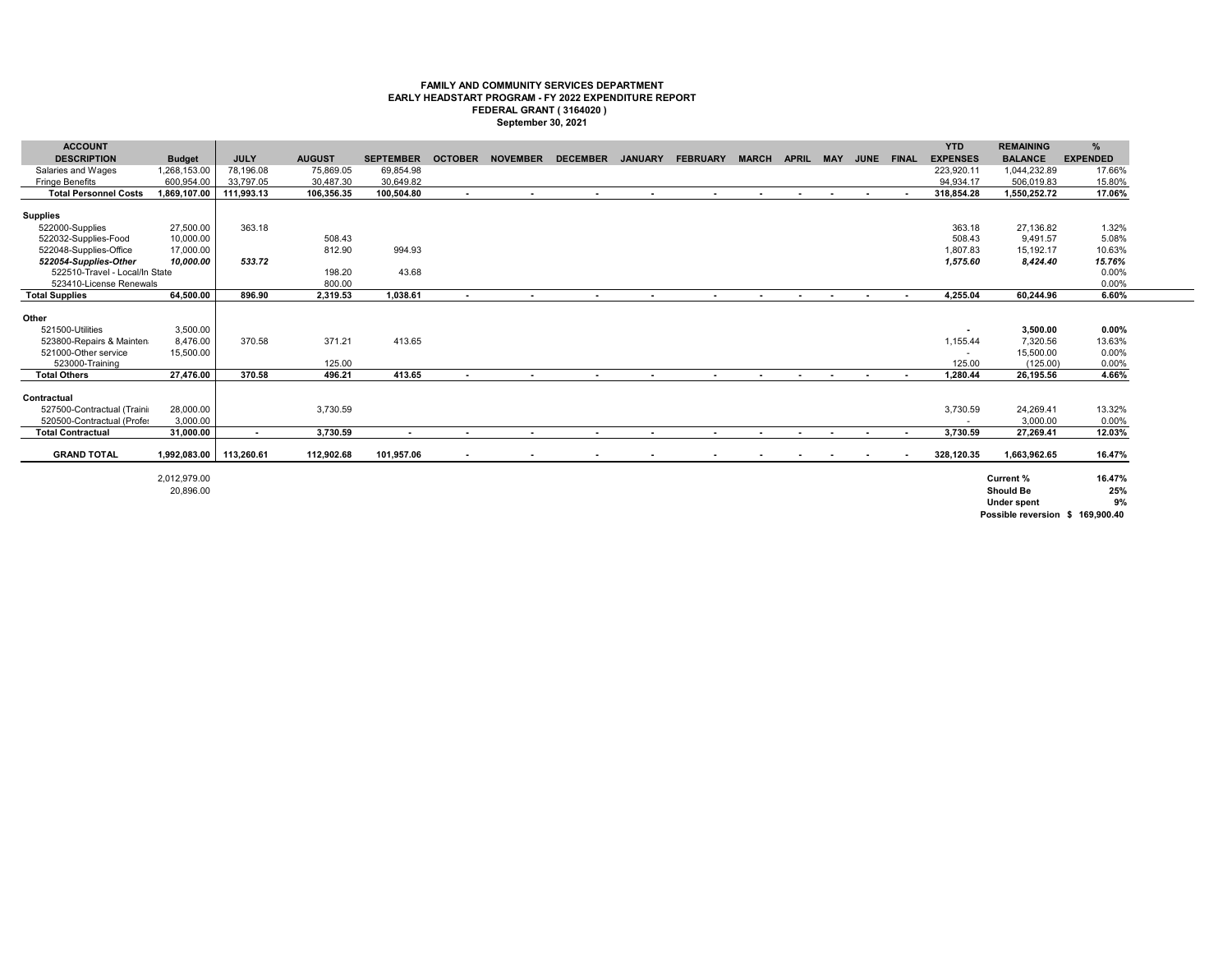# FAMILY AND COMMUNITY SERVICES DEPARTMENT
## EARLY HEADSTART PROGRAM - FY 2022 EXPENDITURE REPORT
### FEDERAL GRANT ( 3164020 )
### September 30, 2021

| ACCOUNT DESCRIPTION | Budget | JULY | AUGUST | SEPTEMBER | OCTOBER | NOVEMBER | DECEMBER | JANUARY | FEBRUARY | MARCH | APRIL | MAY | JUNE | FINAL | YTD EXPENSES | REMAINING BALANCE | % EXPENDED |
|---|---|---|---|---|---|---|---|---|---|---|---|---|---|---|---|---|---|
| Salaries and Wages | 1,268,153.00 | 78,196.08 | 75,869.05 | 69,854.98 | | | | | | | | | | | 223,920.11 | 1,044,232.89 | 17.66% |
| Fringe Benefits | 600,954.00 | 33,797.05 | 30,487.30 | 30,649.82 | | | | | | | | | | | 94,934.17 | 506,019.83 | 15.80% |
| **Total Personnel Costs** | **1,869,107.00** | **111,993.13** | **106,356.35** | **100,504.80** | **-** | **-** | **-** | **-** | **-** | **-** | **-** | **-** | **-** | **-** | **318,854.28** | **1,550,252.72** | **17.06%** |
| **Supplies** | | | | | | | | | | | | | | | | | |
| 522000-Supplies | 27,500.00 | 363.18 | | | | | | | | | | | | | 363.18 | 27,136.82 | 1.32% |
| 522032-Supplies-Food | 10,000.00 | | 508.43 | | | | | | | | | | | | 508.43 | 9,491.57 | 5.08% |
| 522048-Supplies-Office | 17,000.00 | | 812.90 | 994.93 | | | | | | | | | | | 1,807.83 | 15,192.17 | 10.63% |
| ***522054-Supplies-Other*** | ***10,000.00*** | ***533.72*** | | | | | | | | | | | | | ***1,575.60*** | ***8,424.40*** | ***15.76%*** |
| 522510-Travel - Local/In State | | | 198.20 | 43.68 | | | | | | | | | | | | | 0.00% |
| 523410-License Renewals | | | 800.00 | | | | | | | | | | | | | | 0.00% |
| **Total Supplies** | **64,500.00** | **896.90** | **2,319.53** | **1,038.61** | **-** | **-** | **-** | **-** | **-** | **-** | **-** | **-** | **-** | **-** | **4,255.04** | **60,244.96** | **6.60%** |
| **Other** | | | | | | | | | | | | | | | | | |
| 521500-Utilities | 3,500.00 | | | | | | | | | | | | | | - | **3,500.00** | **0.00%** |
| 523800-Repairs & Mainten | 8,476.00 | 370.58 | 371.21 | 413.65 | | | | | | | | | | | 1,155.44 | 7,320.56 | 13.63% |
| 521000-Other service | 15,500.00 | | | | | | | | | | | | | | - | 15,500.00 | 0.00% |
| 523000-Training | | | 125.00 | | | | | | | | | | | | 125.00 | (125.00) | 0.00% |
| **Total Others** | **27,476.00** | **370.58** | **496.21** | **413.65** | **-** | **-** | **-** | **-** | **-** | **-** | **-** | **-** | **-** | **-** | **1,280.44** | **26,195.56** | **4.66%** |
| **Contractual** | | | | | | | | | | | | | | | | | |
| 527500-Contractual (Traini | 28,000.00 | | 3,730.59 | | | | | | | | | | | | 3,730.59 | 24,269.41 | 13.32% |
| 520500-Contractual (Profe | 3,000.00 | | | | | | | | | | | | | | - | 3,000.00 | 0.00% |
| **Total Contractual** | **31,000.00** | **-** | **3,730.59** | **-** | **-** | **-** | **-** | **-** | **-** | **-** | **-** | **-** | **-** | **-** | **3,730.59** | **27,269.41** | **12.03%** |
| **GRAND TOTAL** | **1,992,083.00** | **113,260.61** | **112,902.68** | **101,957.06** | **-** | **-** | **-** | **-** | **-** | **-** | **-** | **-** | **-** | **-** | **328,120.35** | **1,663,962.65** | **16.47%** |

2,012,979.00
20,896.00

| | |
|---|---|
| **Current %** | **16.47%** |
| **Should Be** | **25%** |
| **Under spent** | **9%** |
| **Possible reversion** | **$ 169,900.40** |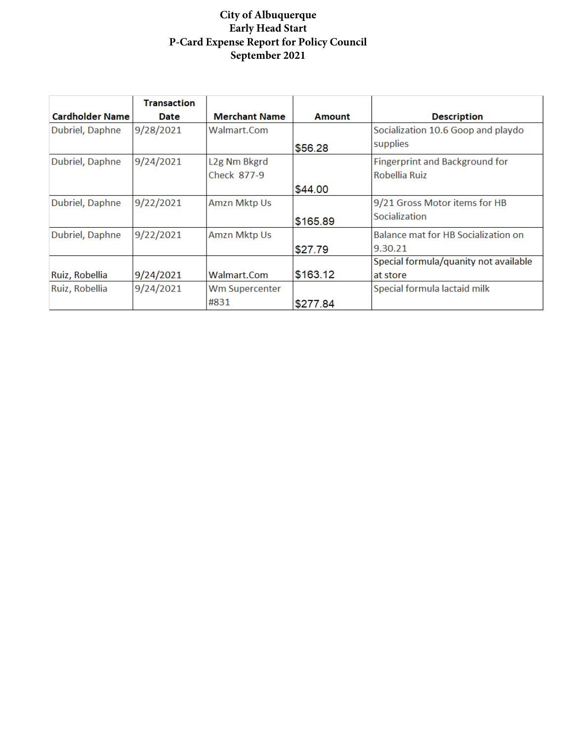# City of Albuquerque
# Early Head Start
# P-Card Expense Report for Policy Council
# September 2021

| Cardholder Name | Transaction Date | Merchant Name | Amount | Description |
|---|---|---|---|---|
| Dubriel, Daphne | 9/28/2021 | Walmart.Com | $56.28 | Socialization 10.6 Goop and playdo supplies |
| Dubriel, Daphne | 9/24/2021 | L2g Nm Bkgrd Check 877-9 | $44.00 | Fingerprint and Background for Robellia Ruiz |
| Dubriel, Daphne | 9/22/2021 | Amzn Mktp Us | $165.89 | 9/21 Gross Motor items for HB Socialization |
| Dubriel, Daphne | 9/22/2021 | Amzn Mktp Us | $27.79 | Balance mat for HB Socialization on 9.30.21 |
| Ruiz, Robellia | 9/24/2021 | Walmart.Com | $163.12 | Special formula/quanity not available at store |
| Ruiz, Robellia | 9/24/2021 | Wm Supercenter #831 | $277.84 | Special formula lactaid milk |